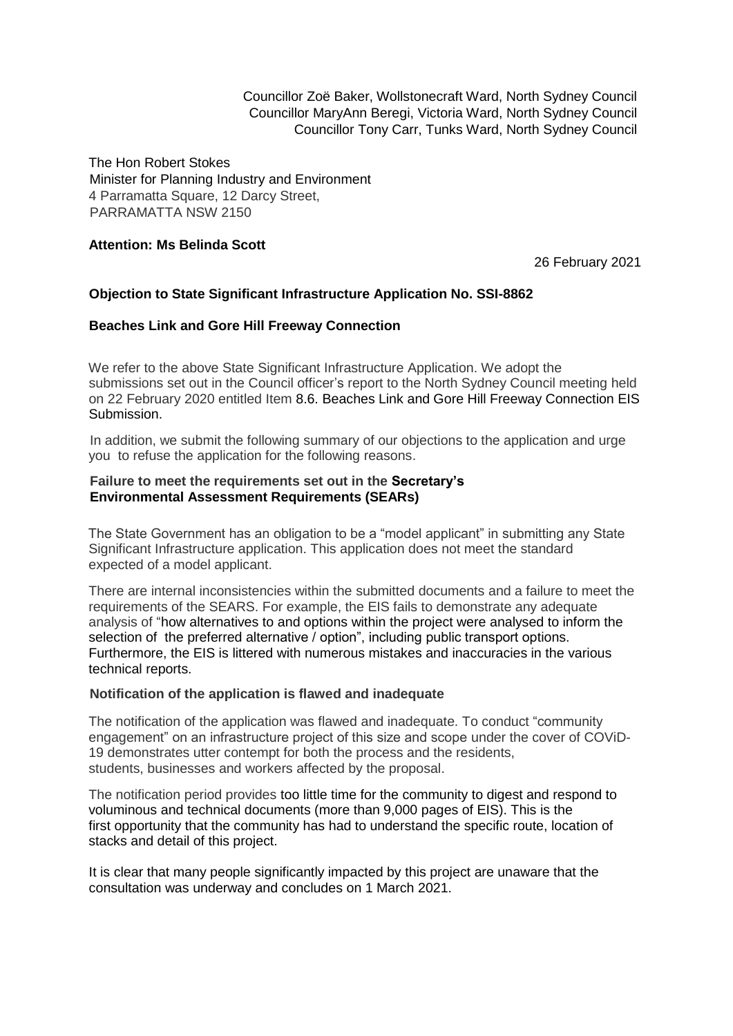Councillor Zoë Baker, Wollstonecraft Ward, North Sydney Council
Councillor MaryAnn Beregi, Victoria Ward, North Sydney Council
Councillor Tony Carr, Tunks Ward, North Sydney Council

The Hon Robert Stokes
Minister for Planning Industry and Environment
4 Parramatta Square, 12 Darcy Street,
PARRAMATTA NSW 2150

**Attention: Ms Belinda Scott**

26 February 2021

**Objection to State Significant Infrastructure Application No. SSI-8862**

**Beaches Link and Gore Hill Freeway Connection**

We refer to the above State Significant Infrastructure Application. We adopt the submissions set out in the Council officer's report to the North Sydney Council meeting held on 22 February 2020 entitled Item 8.6. Beaches Link and Gore Hill Freeway Connection EIS Submission.

In addition, we submit the following summary of our objections to the application and urge you to refuse the application for the following reasons.

### Failure to meet the requirements set out in the Secretary's Environmental Assessment Requirements (SEARs)

The State Government has an obligation to be a "model applicant" in submitting any State Significant Infrastructure application. This application does not meet the standard expected of a model applicant.

There are internal inconsistencies within the submitted documents and a failure to meet the requirements of the SEARS. For example, the EIS fails to demonstrate any adequate analysis of "how alternatives to and options within the project were analysed to inform the selection of the preferred alternative / option", including public transport options. Furthermore, the EIS is littered with numerous mistakes and inaccuracies in the various technical reports.

### Notification of the application is flawed and inadequate

The notification of the application was flawed and inadequate. To conduct "community engagement" on an infrastructure project of this size and scope under the cover of COViD-19 demonstrates utter contempt for both the process and the residents, students, businesses and workers affected by the proposal.

The notification period provides too little time for the community to digest and respond to voluminous and technical documents (more than 9,000 pages of EIS). This is the first opportunity that the community has had to understand the specific route, location of stacks and detail of this project.

It is clear that many people significantly impacted by this project are unaware that the consultation was underway and concludes on 1 March 2021.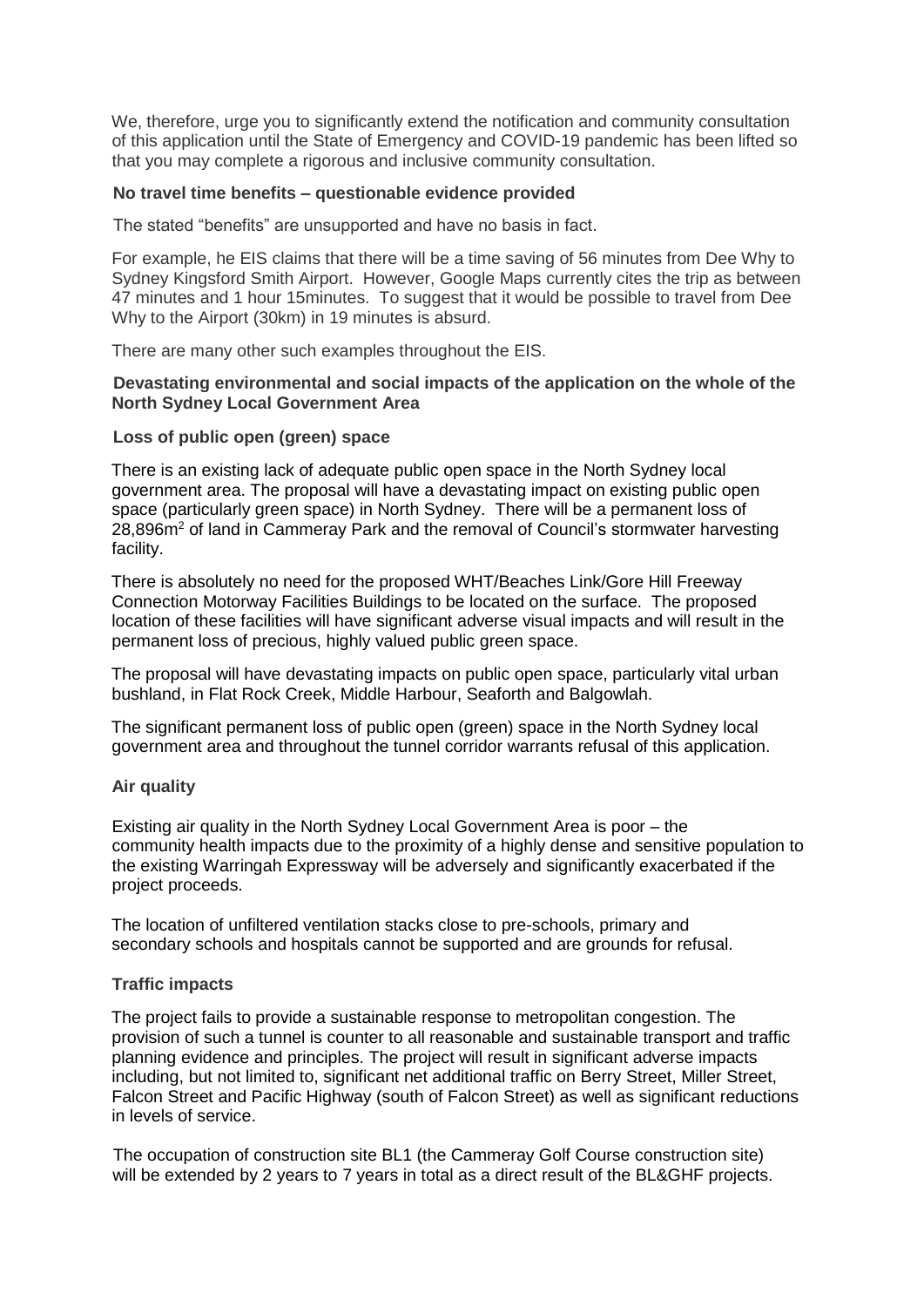We, therefore, urge you to significantly extend the notification and community consultation of this application until the State of Emergency and COVID-19 pandemic has been lifted so that you may complete a rigorous and inclusive community consultation.

**No travel time benefits – questionable evidence provided**

The stated "benefits" are unsupported and have no basis in fact.

For example, he EIS claims that there will be a time saving of 56 minutes from Dee Why to Sydney Kingsford Smith Airport. However, Google Maps currently cites the trip as between 47 minutes and 1 hour 15minutes. To suggest that it would be possible to travel from Dee Why to the Airport (30km) in 19 minutes is absurd.

There are many other such examples throughout the EIS.

**Devastating environmental and social impacts of the application on the whole of the North Sydney Local Government Area**

**Loss of public open (green) space**

There is an existing lack of adequate public open space in the North Sydney local government area. The proposal will have a devastating impact on existing public open space (particularly green space) in North Sydney. There will be a permanent loss of 28,896m$^2$ of land in Cammeray Park and the removal of Council's stormwater harvesting facility.

There is absolutely no need for the proposed WHT/Beaches Link/Gore Hill Freeway Connection Motorway Facilities Buildings to be located on the surface. The proposed location of these facilities will have significant adverse visual impacts and will result in the permanent loss of precious, highly valued public green space.

The proposal will have devastating impacts on public open space, particularly vital urban bushland, in Flat Rock Creek, Middle Harbour, Seaforth and Balgowlah.

The significant permanent loss of public open (green) space in the North Sydney local government area and throughout the tunnel corridor warrants refusal of this application.

**Air quality**

Existing air quality in the North Sydney Local Government Area is poor – the community health impacts due to the proximity of a highly dense and sensitive population to the existing Warringah Expressway will be adversely and significantly exacerbated if the project proceeds.

The location of unfiltered ventilation stacks close to pre-schools, primary and secondary schools and hospitals cannot be supported and are grounds for refusal.

**Traffic impacts**

The project fails to provide a sustainable response to metropolitan congestion. The provision of such a tunnel is counter to all reasonable and sustainable transport and traffic planning evidence and principles. The project will result in significant adverse impacts including, but not limited to, significant net additional traffic on Berry Street, Miller Street, Falcon Street and Pacific Highway (south of Falcon Street) as well as significant reductions in levels of service.

The occupation of construction site BL1 (the Cammeray Golf Course construction site) will be extended by 2 years to 7 years in total as a direct result of the BL&GHF projects.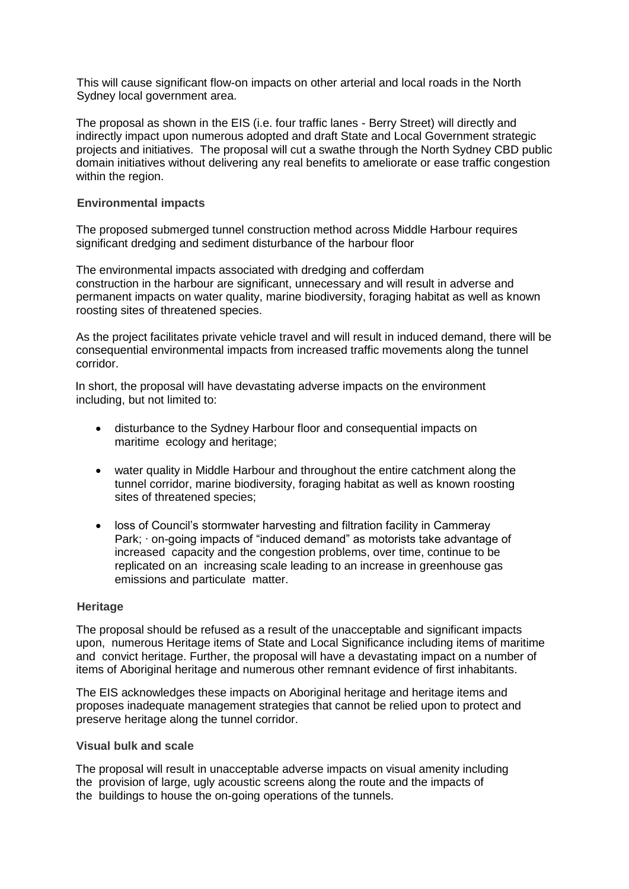This will cause significant flow-on impacts on other arterial and local roads in the North Sydney local government area.

The proposal as shown in the EIS (i.e. four traffic lanes - Berry Street) will directly and indirectly impact upon numerous adopted and draft State and Local Government strategic projects and initiatives. The proposal will cut a swathe through the North Sydney CBD public domain initiatives without delivering any real benefits to ameliorate or ease traffic congestion within the region.

**Environmental impacts**

The proposed submerged tunnel construction method across Middle Harbour requires significant dredging and sediment disturbance of the harbour floor

The environmental impacts associated with dredging and cofferdam construction in the harbour are significant, unnecessary and will result in adverse and permanent impacts on water quality, marine biodiversity, foraging habitat as well as known roosting sites of threatened species.

As the project facilitates private vehicle travel and will result in induced demand, there will be consequential environmental impacts from increased traffic movements along the tunnel corridor.

In short, the proposal will have devastating adverse impacts on the environment including, but not limited to:

- disturbance to the Sydney Harbour floor and consequential impacts on maritime ecology and heritage;
- water quality in Middle Harbour and throughout the entire catchment along the tunnel corridor, marine biodiversity, foraging habitat as well as known roosting sites of threatened species;
- loss of Council's stormwater harvesting and filtration facility in Cammeray Park; · on-going impacts of "induced demand" as motorists take advantage of increased capacity and the congestion problems, over time, continue to be replicated on an increasing scale leading to an increase in greenhouse gas emissions and particulate matter.

**Heritage**

The proposal should be refused as a result of the unacceptable and significant impacts upon, numerous Heritage items of State and Local Significance including items of maritime and convict heritage. Further, the proposal will have a devastating impact on a number of items of Aboriginal heritage and numerous other remnant evidence of first inhabitants.

The EIS acknowledges these impacts on Aboriginal heritage and heritage items and proposes inadequate management strategies that cannot be relied upon to protect and preserve heritage along the tunnel corridor.

**Visual bulk and scale**

The proposal will result in unacceptable adverse impacts on visual amenity including the provision of large, ugly acoustic screens along the route and the impacts of the buildings to house the on-going operations of the tunnels.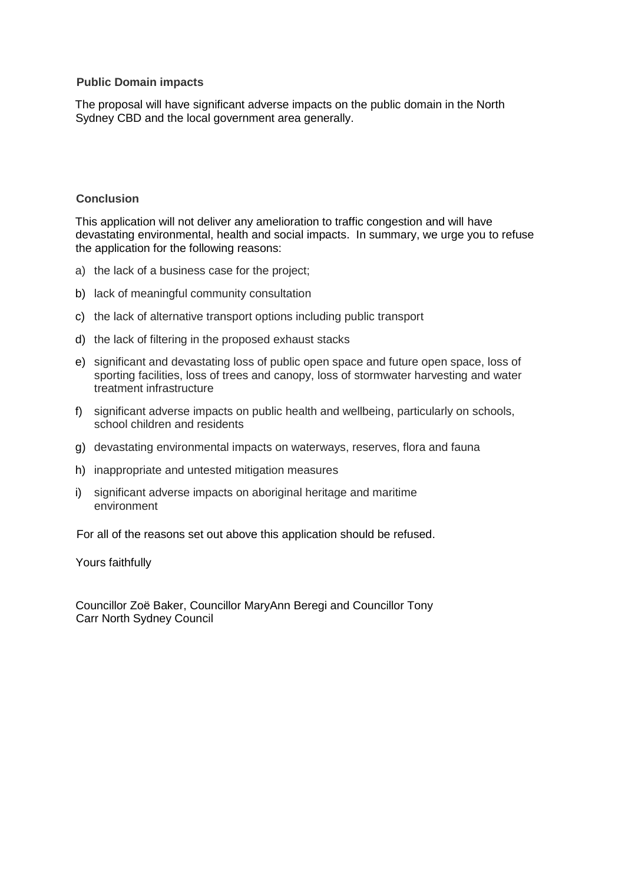**Public Domain impacts**

The proposal will have significant adverse impacts on the public domain in the North Sydney CBD and the local government area generally.

**Conclusion**

This application will not deliver any amelioration to traffic congestion and will have devastating environmental, health and social impacts. In summary, we urge you to refuse the application for the following reasons:

a) the lack of a business case for the project;

b) lack of meaningful community consultation

c) the lack of alternative transport options including public transport

d) the lack of filtering in the proposed exhaust stacks

e) significant and devastating loss of public open space and future open space, loss of sporting facilities, loss of trees and canopy, loss of stormwater harvesting and water treatment infrastructure

f) significant adverse impacts on public health and wellbeing, particularly on schools, school children and residents

g) devastating environmental impacts on waterways, reserves, flora and fauna

h) inappropriate and untested mitigation measures

i) significant adverse impacts on aboriginal heritage and maritime environment

For all of the reasons set out above this application should be refused.

Yours faithfully

Councillor Zoë Baker, Councillor MaryAnn Beregi and Councillor Tony Carr North Sydney Council